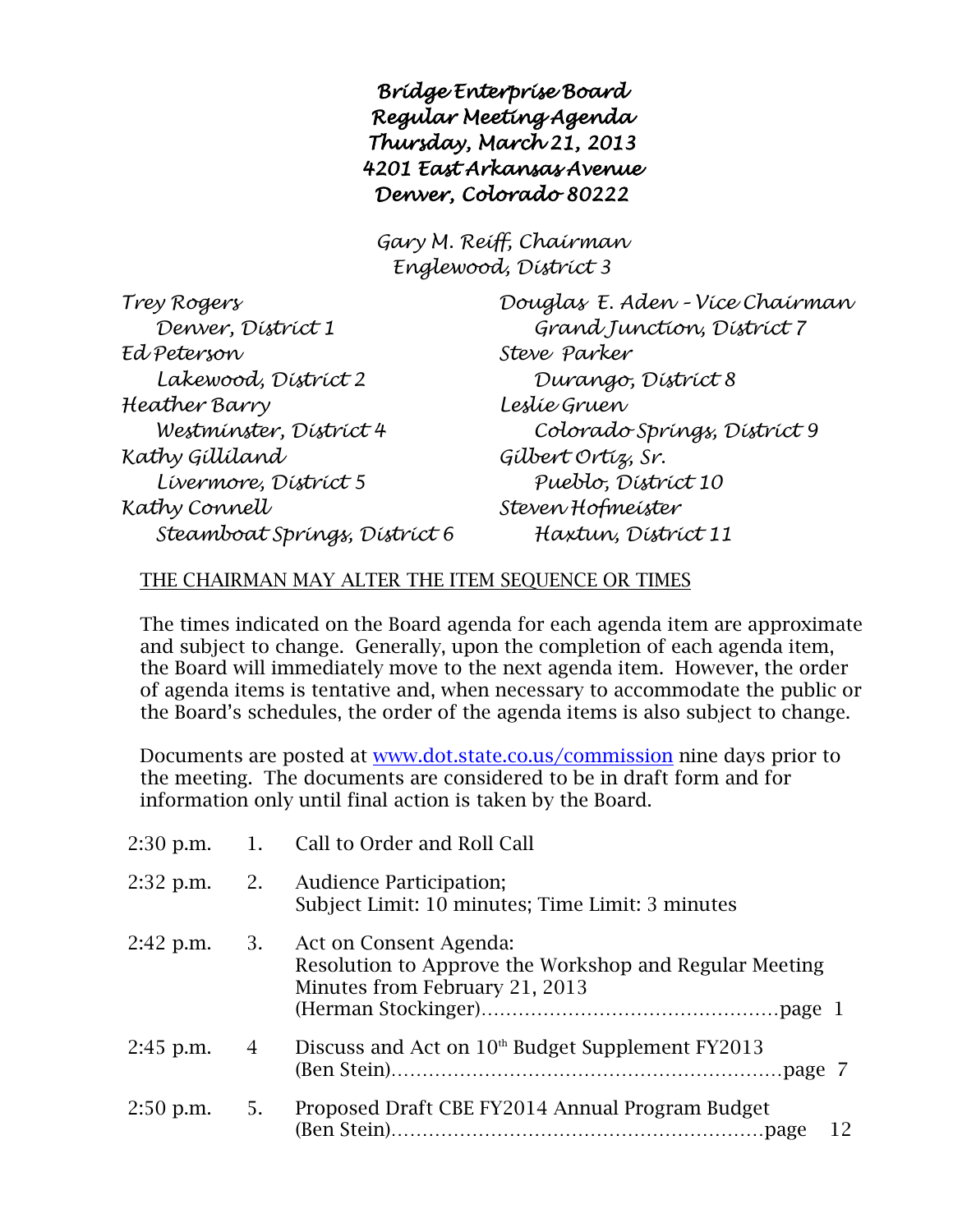# Bridge Enterprise Board
# Regular Meeting Agenda
# Thursday, March 21, 2013
# 4201 East Arkansas Avenue
# Denver, Colorado 80222

*Gary M. Reiff, Chairman*
*Englewood, District 3*

*Trey Rogers*
*Denver, District 1*
*Ed Peterson*
*Lakewood, District 2*
*Heather Barry*
*Westminster, District 4*
*Kathy Gilliland*
*Livermore, District 5*
*Kathy Connell*
*Steamboat Springs, District 6*

*Douglas E. Aden – Vice Chairman*
*Grand Junction, District 7*
*Steve Parker*
*Durango, District 8*
*Leslie Gruen*
*Colorado Springs, District 9*
*Gilbert Ortiz, Sr.*
*Pueblo, District 10*
*Steven Hofmeister*
*Haxtun, District 11*

THE CHAIRMAN MAY ALTER THE ITEM SEQUENCE OR TIMES

The times indicated on the Board agenda for each agenda item are approximate and subject to change. Generally, upon the completion of each agenda item, the Board will immediately move to the next agenda item. However, the order of agenda items is tentative and, when necessary to accommodate the public or the Board's schedules, the order of the agenda items is also subject to change.

Documents are posted at www.dot.state.co.us/commission nine days prior to the meeting. The documents are considered to be in draft form and for information only until final action is taken by the Board.

| | | |
|---|---|---|
| 2:30 p.m. | 1. | Call to Order and Roll Call |
| 2:32 p.m. | 2. | Audience Participation;<br>Subject Limit: 10 minutes; Time Limit: 3 minutes |
| 2:42 p.m. | 3. | Act on Consent Agenda:<br>Resolution to Approve the Workshop and Regular Meeting Minutes from February 21, 2013<br>(Herman Stockinger)……………………………………page 1 |
| 2:45 p.m. | 4 | Discuss and Act on 10th Budget Supplement FY2013<br>(Ben Stein)……………………………………………page 7 |
| 2:50 p.m. | 5. | Proposed Draft CBE FY2014 Annual Program Budget<br>(Ben Stein)……………………………………………page 12 |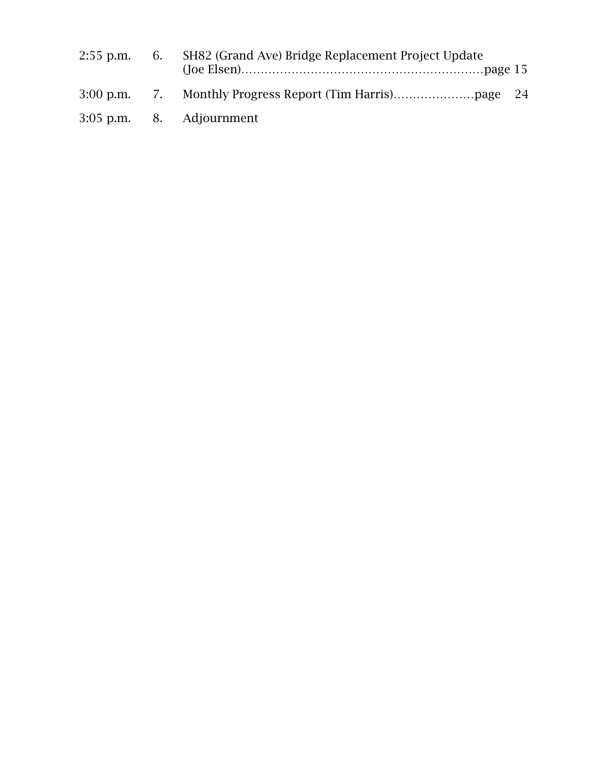2:55 p.m. 6. SH82 (Grand Ave) Bridge Replacement Project Update (Joe Elsen)……………………………………………………page 15

3:00 p.m. 7. Monthly Progress Report (Tim Harris)…………………page 24

3:05 p.m. 8. Adjournment